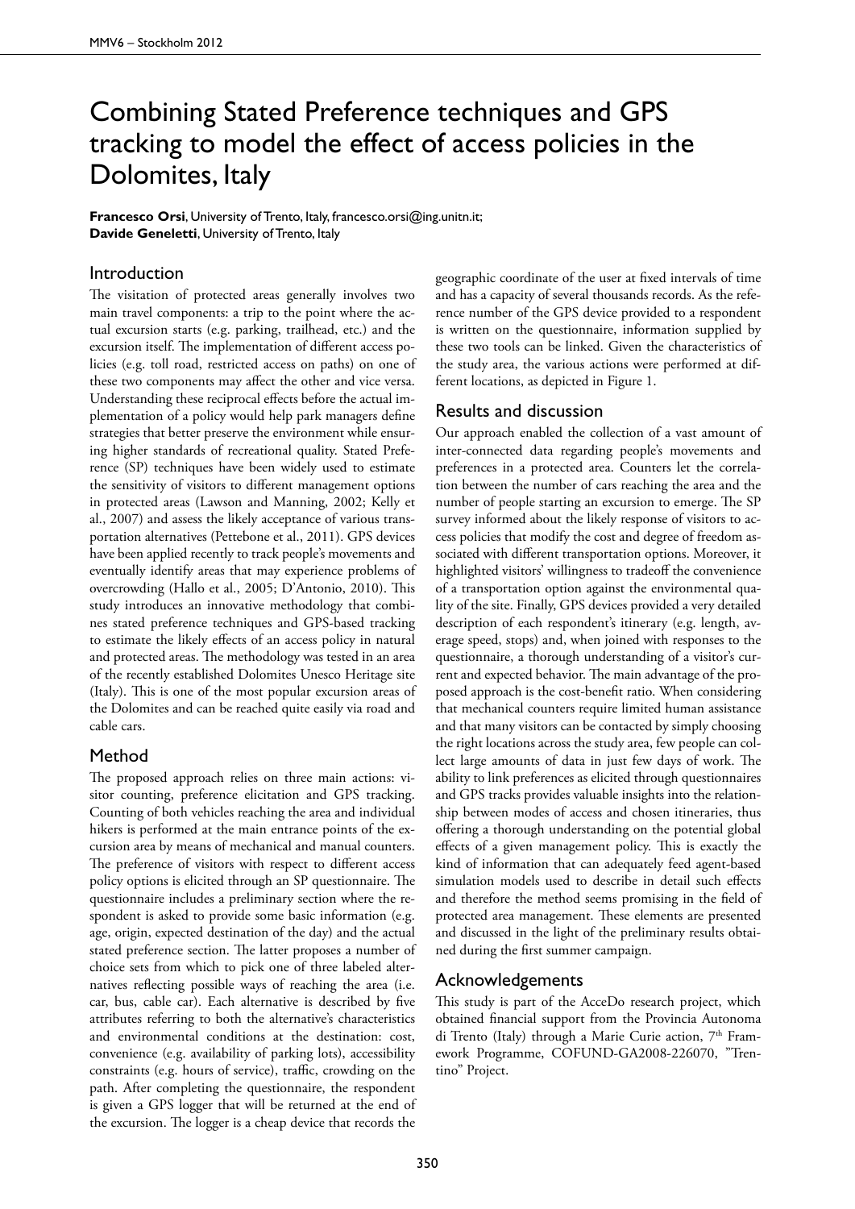# Combining Stated Preference techniques and GPS tracking to model the effect of access policies in the Dolomites, Italy

**Francesco Orsi**, University of Trento, Italy, francesco.orsi@ing.unitn.it;
**Davide Geneletti**, University of Trento, Italy

## Introduction

The visitation of protected areas generally involves two main travel components: a trip to the point where the actual excursion starts (e.g. parking, trailhead, etc.) and the excursion itself. The implementation of different access policies (e.g. toll road, restricted access on paths) on one of these two components may affect the other and vice versa. Understanding these reciprocal effects before the actual implementation of a policy would help park managers define strategies that better preserve the environment while ensuring higher standards of recreational quality. Stated Preference (SP) techniques have been widely used to estimate the sensitivity of visitors to different management options in protected areas (Lawson and Manning, 2002; Kelly et al., 2007) and assess the likely acceptance of various transportation alternatives (Pettebone et al., 2011). GPS devices have been applied recently to track people's movements and eventually identify areas that may experience problems of overcrowding (Hallo et al., 2005; D'Antonio, 2010). This study introduces an innovative methodology that combines stated preference techniques and GPS-based tracking to estimate the likely effects of an access policy in natural and protected areas. The methodology was tested in an area of the recently established Dolomites Unesco Heritage site (Italy). This is one of the most popular excursion areas of the Dolomites and can be reached quite easily via road and cable cars.

## Method

The proposed approach relies on three main actions: visitor counting, preference elicitation and GPS tracking. Counting of both vehicles reaching the area and individual hikers is performed at the main entrance points of the excursion area by means of mechanical and manual counters. The preference of visitors with respect to different access policy options is elicited through an SP questionnaire. The questionnaire includes a preliminary section where the respondent is asked to provide some basic information (e.g. age, origin, expected destination of the day) and the actual stated preference section. The latter proposes a number of choice sets from which to pick one of three labeled alternatives reflecting possible ways of reaching the area (i.e. car, bus, cable car). Each alternative is described by five attributes referring to both the alternative's characteristics and environmental conditions at the destination: cost, convenience (e.g. availability of parking lots), accessibility constraints (e.g. hours of service), traffic, crowding on the path. After completing the questionnaire, the respondent is given a GPS logger that will be returned at the end of the excursion. The logger is a cheap device that records the geographic coordinate of the user at fixed intervals of time and has a capacity of several thousands records. As the reference number of the GPS device provided to a respondent is written on the questionnaire, information supplied by these two tools can be linked. Given the characteristics of the study area, the various actions were performed at different locations, as depicted in Figure 1.

## Results and discussion

Our approach enabled the collection of a vast amount of inter-connected data regarding people's movements and preferences in a protected area. Counters let the correlation between the number of cars reaching the area and the number of people starting an excursion to emerge. The SP survey informed about the likely response of visitors to access policies that modify the cost and degree of freedom associated with different transportation options. Moreover, it highlighted visitors' willingness to tradeoff the convenience of a transportation option against the environmental quality of the site. Finally, GPS devices provided a very detailed description of each respondent's itinerary (e.g. length, average speed, stops) and, when joined with responses to the questionnaire, a thorough understanding of a visitor's current and expected behavior. The main advantage of the proposed approach is the cost-benefit ratio. When considering that mechanical counters require limited human assistance and that many visitors can be contacted by simply choosing the right locations across the study area, few people can collect large amounts of data in just few days of work. The ability to link preferences as elicited through questionnaires and GPS tracks provides valuable insights into the relationship between modes of access and chosen itineraries, thus offering a thorough understanding on the potential global effects of a given management policy. This is exactly the kind of information that can adequately feed agent-based simulation models used to describe in detail such effects and therefore the method seems promising in the field of protected area management. These elements are presented and discussed in the light of the preliminary results obtained during the first summer campaign.

## Acknowledgements

This study is part of the AcceDo research project, which obtained financial support from the Provincia Autonoma di Trento (Italy) through a Marie Curie action, 7th Framework Programme, COFUND-GA2008-226070, "Trentino" Project.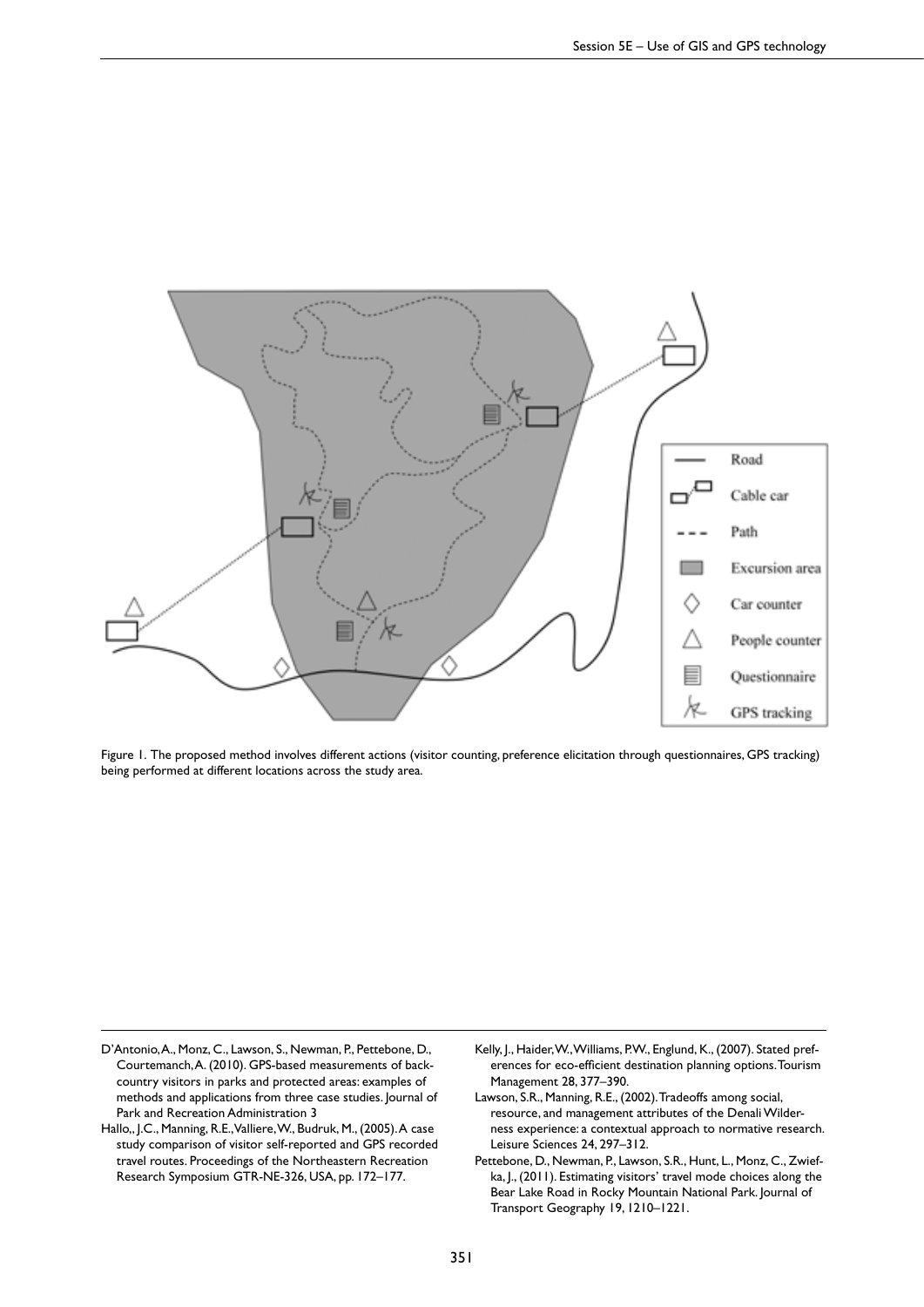Road

Cable car

Path

Excursion area

Car counter

People counter

Questionnaire

GPS tracking

Figure 1. The proposed method involves different actions (visitor counting, preference elicitation through questionnaires, GPS tracking) being performed at different locations across the study area.

D'Antonio, A., Monz, C., Lawson, S., Newman, P., Pettebone, D., Courtemanch, A. (2010). GPS-based measurements of back-country visitors in parks and protected areas: examples of methods and applications from three case studies. Journal of Park and Recreation Administration 3

Hallo,, J.C., Manning, R.E., Valliere, W., Budruk, M., (2005). A case study comparison of visitor self-reported and GPS recorded travel routes. Proceedings of the Northeastern Recreation Research Symposium GTR-NE-326, USA, pp. 172–177.

Kelly, J., Haider, W., Williams, P.W., Englund, K., (2007). Stated preferences for eco-efficient destination planning options. Tourism Management 28, 377–390.

Lawson, S.R., Manning, R.E., (2002). Tradeoffs among social, resource, and management attributes of the Denali Wilderness experience: a contextual approach to normative research. Leisure Sciences 24, 297–312.

Pettebone, D., Newman, P., Lawson, S.R., Hunt, L., Monz, C., Zwiefka, J., (2011). Estimating visitors' travel mode choices along the Bear Lake Road in Rocky Mountain National Park. Journal of Transport Geography 19, 1210–1221.